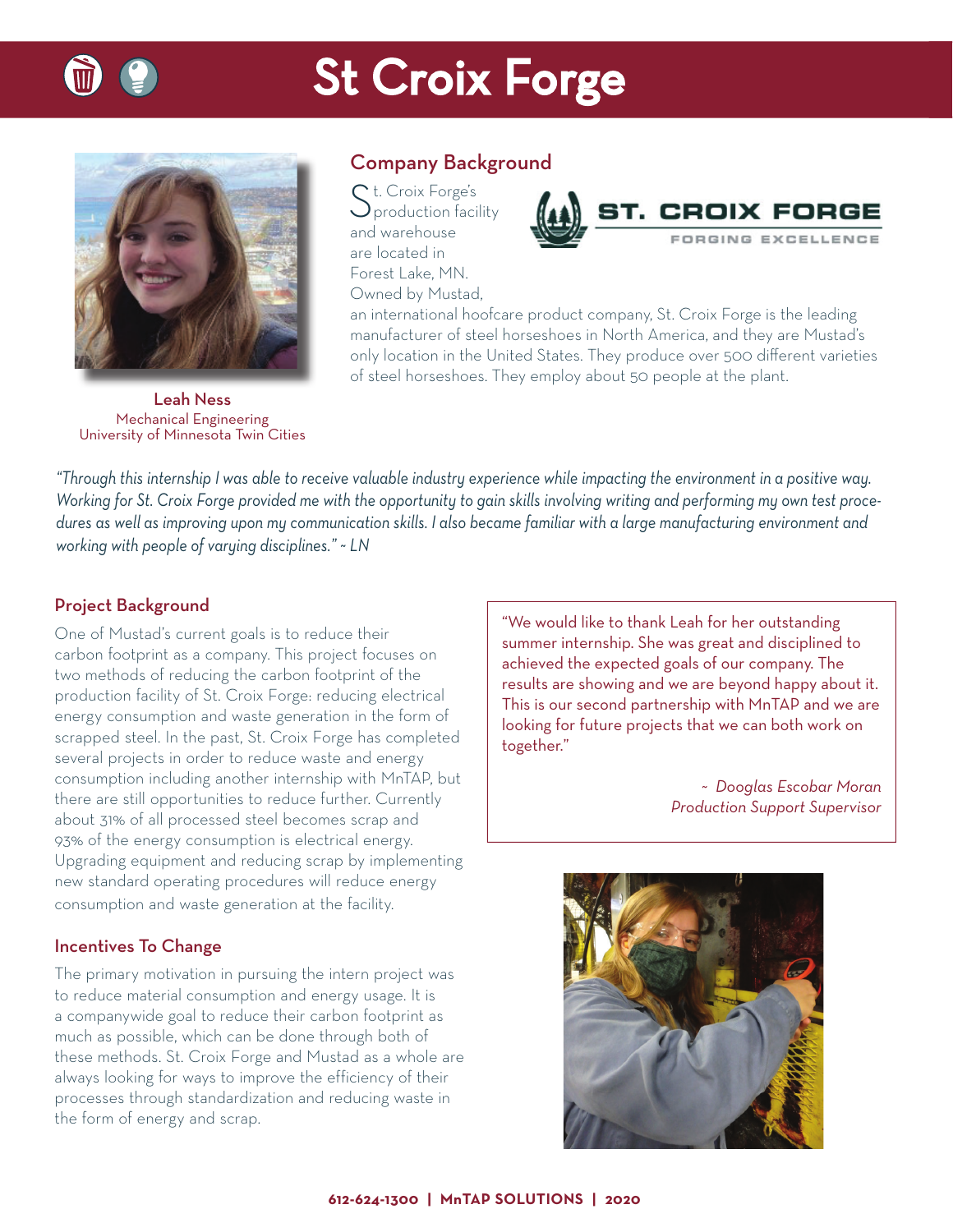# St Croix Forge

**Leah Ness**
Mechanical Engineering
University of Minnesota Twin Cities

## Company Background

St. Croix Forge's production facility and warehouse are located in Forest Lake, MN. Owned by Mustad, an international hoofcare product company, St. Croix Forge is the leading manufacturer of steel horseshoes in North America, and they are Mustad's only location in the United States. They produce over 500 different varieties of steel horseshoes. They employ about 50 people at the plant.

*"Through this internship I was able to receive valuable industry experience while impacting the environment in a positive way. Working for St. Croix Forge provided me with the opportunity to gain skills involving writing and performing my own test procedures as well as improving upon my communication skills. I also became familiar with a large manufacturing environment and working with people of varying disciplines." ~ LN*

## Project Background

One of Mustad's current goals is to reduce their carbon footprint as a company. This project focuses on two methods of reducing the carbon footprint of the production facility of St. Croix Forge: reducing electrical energy consumption and waste generation in the form of scrapped steel. In the past, St. Croix Forge has completed several projects in order to reduce waste and energy consumption including another internship with MnTAP, but there are still opportunities to reduce further. Currently about 31% of all processed steel becomes scrap and 93% of the energy consumption is electrical energy. Upgrading equipment and reducing scrap by implementing new standard operating procedures will reduce energy consumption and waste generation at the facility.

## Incentives To Change

The primary motivation in pursuing the intern project was to reduce material consumption and energy usage. It is a companywide goal to reduce their carbon footprint as much as possible, which can be done through both of these methods. St. Croix Forge and Mustad as a whole are always looking for ways to improve the efficiency of their processes through standardization and reducing waste in the form of energy and scrap.

"We would like to thank Leah for her outstanding summer internship. She was great and disciplined to achieved the expected goals of our company. The results are showing and we are beyond happy about it. This is our second partnership with MnTAP and we are looking for future projects that we can both work on together."

*~ Dooglas Escobar Moran*
*Production Support Supervisor*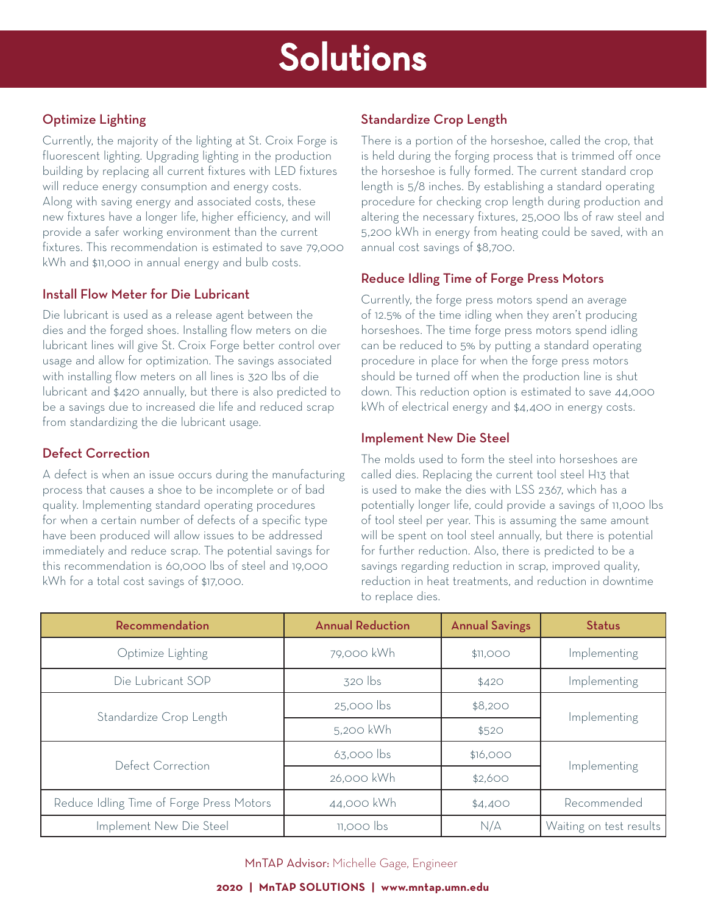# Solutions

### Optimize Lighting

Currently, the majority of the lighting at St. Croix Forge is fluorescent lighting. Upgrading lighting in the production building by replacing all current fixtures with LED fixtures will reduce energy consumption and energy costs. Along with saving energy and associated costs, these new fixtures have a longer life, higher efficiency, and will provide a safer working environment than the current fixtures. This recommendation is estimated to save 79,000 kWh and $11,000 in annual energy and bulb costs.

### Install Flow Meter for Die Lubricant

Die lubricant is used as a release agent between the dies and the forged shoes. Installing flow meters on die lubricant lines will give St. Croix Forge better control over usage and allow for optimization. The savings associated with installing flow meters on all lines is 320 lbs of die lubricant and $420 annually, but there is also predicted to be a savings due to increased die life and reduced scrap from standardizing the die lubricant usage.

### Defect Correction

A defect is when an issue occurs during the manufacturing process that causes a shoe to be incomplete or of bad quality. Implementing standard operating procedures for when a certain number of defects of a specific type have been produced will allow issues to be addressed immediately and reduce scrap. The potential savings for this recommendation is 60,000 lbs of steel and 19,000 kWh for a total cost savings of $17,000.

### Standardize Crop Length

There is a portion of the horseshoe, called the crop, that is held during the forging process that is trimmed off once the horseshoe is fully formed. The current standard crop length is 5/8 inches. By establishing a standard operating procedure for checking crop length during production and altering the necessary fixtures, 25,000 lbs of raw steel and 5,200 kWh in energy from heating could be saved, with an annual cost savings of $8,700.

### Reduce Idling Time of Forge Press Motors

Currently, the forge press motors spend an average of 12.5% of the time idling when they aren't producing horseshoes. The time forge press motors spend idling can be reduced to 5% by putting a standard operating procedure in place for when the forge press motors should be turned off when the production line is shut down. This reduction option is estimated to save 44,000 kWh of electrical energy and $4,400 in energy costs.

### Implement New Die Steel

The molds used to form the steel into horseshoes are called dies. Replacing the current tool steel H13 that is used to make the dies with LSS 2367, which has a potentially longer life, could provide a savings of 11,000 lbs of tool steel per year. This is assuming the same amount will be spent on tool steel annually, but there is potential for further reduction. Also, there is predicted to be a savings regarding reduction in scrap, improved quality, reduction in heat treatments, and reduction in downtime to replace dies.

| Recommendation | Annual Reduction | Annual Savings | Status |
|---|---|---|---|
| Optimize Lighting | 79,000 kWh | $11,000 | Implementing |
| Die Lubricant SOP | 320 lbs | $420 | Implementing |
| Standardize Crop Length | 25,000 lbs | $8,200 | Implementing |
| | 5,200 kWh | $520 | |
| Defect Correction | 63,000 lbs | $16,000 | Implementing |
| | 26,000 kWh | $2,600 | |
| Reduce Idling Time of Forge Press Motors | 44,000 kWh | $4,400 | Recommended |
| Implement New Die Steel | 11,000 lbs | N/A | Waiting on test results |

MnTAP Advisor: Michelle Gage, Engineer